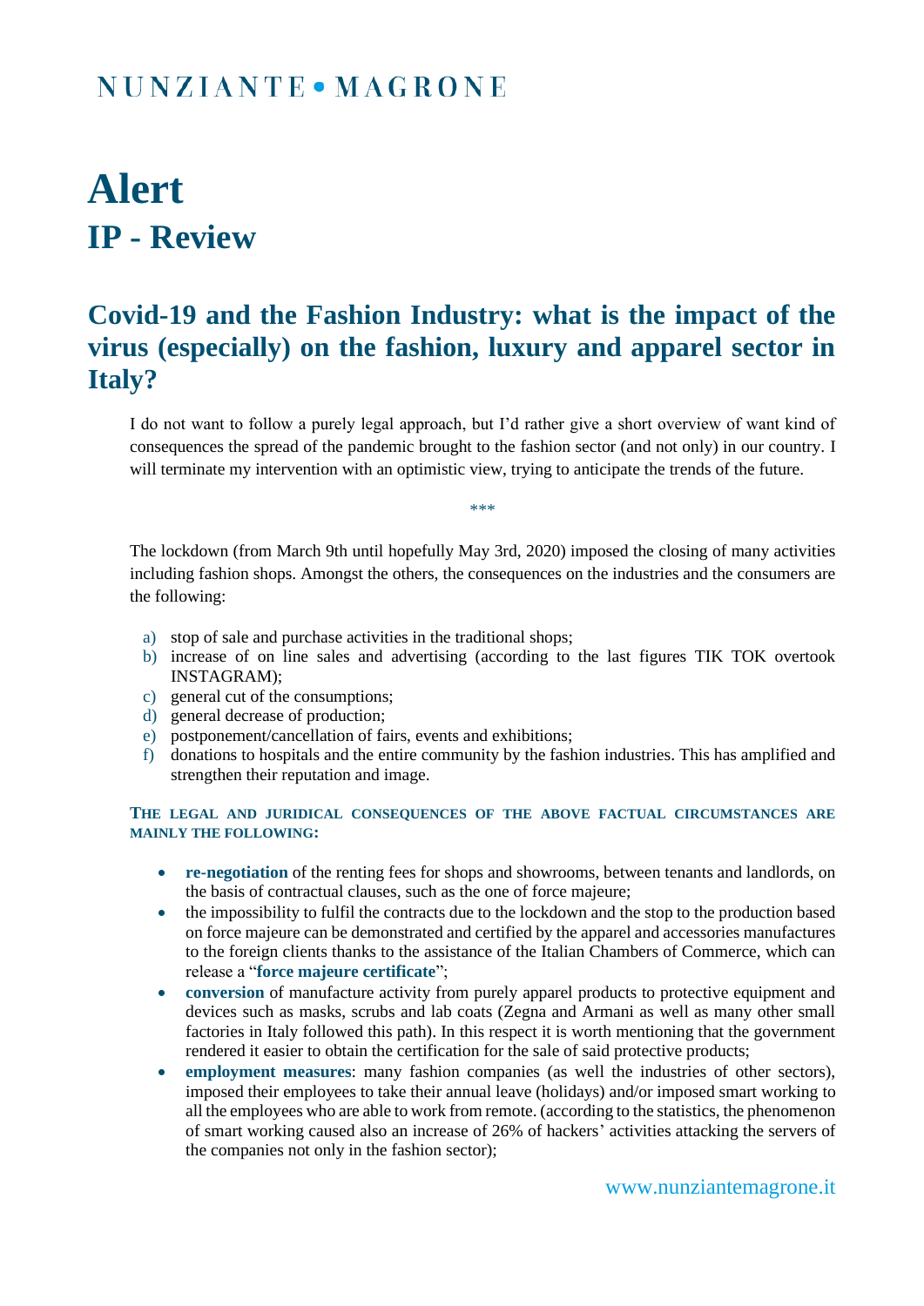NUNZIANTE • MAGRONE

# Alert

## IP - Review

## Covid-19 and the Fashion Industry: what is the impact of the virus (especially) on the fashion, luxury and apparel sector in Italy?

I do not want to follow a purely legal approach, but I'd rather give a short overview of want kind of consequences the spread of the pandemic brought to the fashion sector (and not only) in our country. I will terminate my intervention with an optimistic view, trying to anticipate the trends of the future.

\*\*\*

The lockdown (from March 9th until hopefully May 3rd, 2020) imposed the closing of many activities including fashion shops. Amongst the others, the consequences on the industries and the consumers are the following:

a) stop of sale and purchase activities in the traditional shops;
b) increase of on line sales and advertising (according to the last figures TIK TOK overtook INSTAGRAM);
c) general cut of the consumptions;
d) general decrease of production;
e) postponement/cancellation of fairs, events and exhibitions;
f) donations to hospitals and the entire community by the fashion industries. This has amplified and strengthen their reputation and image.

**THE LEGAL AND JURIDICAL CONSEQUENCES OF THE ABOVE FACTUAL CIRCUMSTANCES ARE MAINLY THE FOLLOWING:**

- **re-negotiation** of the renting fees for shops and showrooms, between tenants and landlords, on the basis of contractual clauses, such as the one of force majeure;
- the impossibility to fulfil the contracts due to the lockdown and the stop to the production based on force majeure can be demonstrated and certified by the apparel and accessories manufactures to the foreign clients thanks to the assistance of the Italian Chambers of Commerce, which can release a "**force majeure certificate**";
- **conversion** of manufacture activity from purely apparel products to protective equipment and devices such as masks, scrubs and lab coats (Zegna and Armani as well as many other small factories in Italy followed this path). In this respect it is worth mentioning that the government rendered it easier to obtain the certification for the sale of said protective products;
- **employment measures**: many fashion companies (as well the industries of other sectors), imposed their employees to take their annual leave (holidays) and/or imposed smart working to all the employees who are able to work from remote. (according to the statistics, the phenomenon of smart working caused also an increase of 26% of hackers' activities attacking the servers of the companies not only in the fashion sector);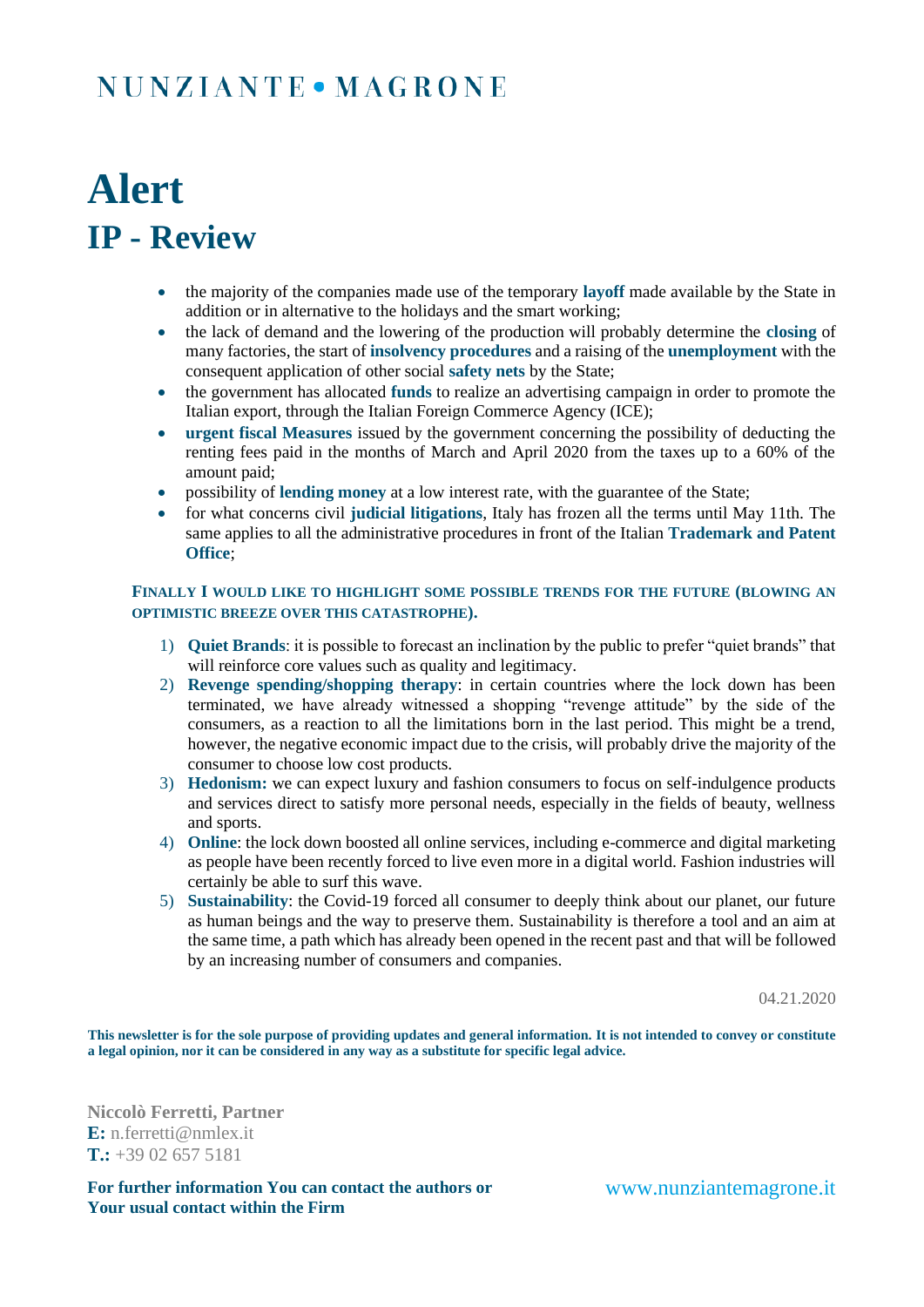# NUNZIANTE • MAGRONE

# Alert

## IP - Review

- the majority of the companies made use of the temporary **layoff** made available by the State in addition or in alternative to the holidays and the smart working;
- the lack of demand and the lowering of the production will probably determine the **closing** of many factories, the start of **insolvency procedures** and a raising of the **unemployment** with the consequent application of other social **safety nets** by the State;
- the government has allocated **funds** to realize an advertising campaign in order to promote the Italian export, through the Italian Foreign Commerce Agency (ICE);
- **urgent fiscal Measures** issued by the government concerning the possibility of deducting the renting fees paid in the months of March and April 2020 from the taxes up to a 60% of the amount paid;
- possibility of **lending money** at a low interest rate, with the guarantee of the State;
- for what concerns civil **judicial litigations**, Italy has frozen all the terms until May 11th. The same applies to all the administrative procedures in front of the Italian **Trademark and Patent Office**;

**FINALLY I WOULD LIKE TO HIGHLIGHT SOME POSSIBLE TRENDS FOR THE FUTURE (BLOWING AN OPTIMISTIC BREEZE OVER THIS CATASTROPHE).**

1) **Quiet Brands**: it is possible to forecast an inclination by the public to prefer "quiet brands" that will reinforce core values such as quality and legitimacy.
2) **Revenge spending/shopping therapy**: in certain countries where the lock down has been terminated, we have already witnessed a shopping "revenge attitude" by the side of the consumers, as a reaction to all the limitations born in the last period. This might be a trend, however, the negative economic impact due to the crisis, will probably drive the majority of the consumer to choose low cost products.
3) **Hedonism:** we can expect luxury and fashion consumers to focus on self-indulgence products and services direct to satisfy more personal needs, especially in the fields of beauty, wellness and sports.
4) **Online**: the lock down boosted all online services, including e-commerce and digital marketing as people have been recently forced to live even more in a digital world. Fashion industries will certainly be able to surf this wave.
5) **Sustainability**: the Covid-19 forced all consumer to deeply think about our planet, our future as human beings and the way to preserve them. Sustainability is therefore a tool and an aim at the same time, a path which has already been opened in the recent past and that will be followed by an increasing number of consumers and companies.

04.21.2020

**This newsletter is for the sole purpose of providing updates and general information. It is not intended to convey or constitute a legal opinion, nor it can be considered in any way as a substitute for specific legal advice.**

**Niccolò Ferretti, Partner**
**E:** n.ferretti@nmlex.it
**T.:** +39 02 657 5181

**For further information You can contact the authors or Your usual contact within the Firm**

www.nunziantemagrone.it